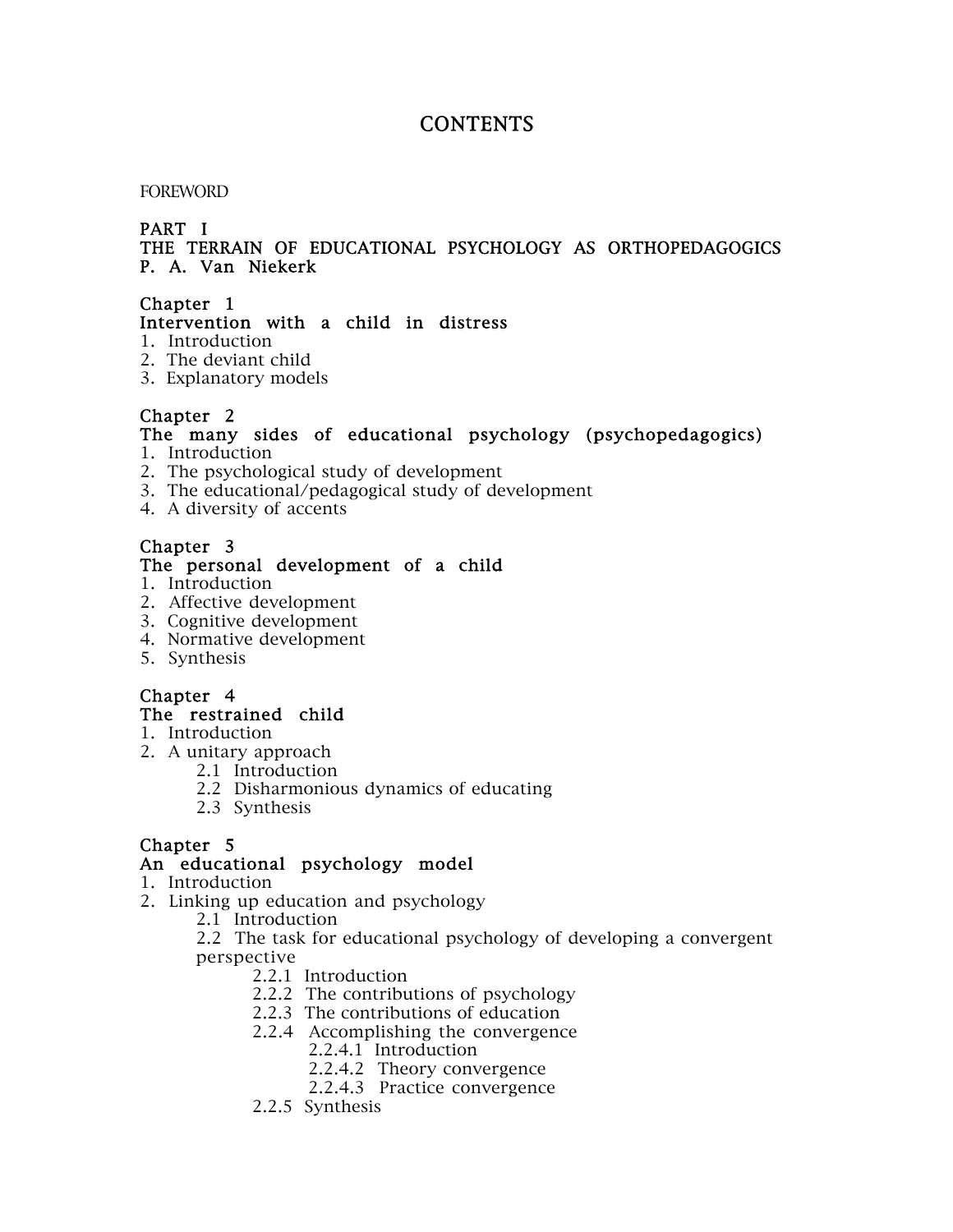# CONTENTS

FOREWORD

## PART I
## THE TERRAIN OF EDUCATIONAL PSYCHOLOGY AS ORTHOPEDAGOGICS
**P. A. Van Niekerk**

### Chapter 1
### Intervention with a child in distress
1. Introduction
2. The deviant child
3. Explanatory models

### Chapter 2
### The many sides of educational psychology (psychopedagogics)
1. Introduction
2. The psychological study of development
3. The educational/pedagogical study of development
4. A diversity of accents

### Chapter 3
### The personal development of a child
1. Introduction
2. Affective development
3. Cognitive development
4. Normative development
5. Synthesis

### Chapter 4
### The restrained child
1. Introduction
2. A unitary approach
    - 2.1 Introduction
    - 2.2 Disharmonious dynamics of educating
    - 2.3 Synthesis

### Chapter 5
### An educational psychology model
1. Introduction
2. Linking up education and psychology
    - 2.1 Introduction
    - 2.2 The task for educational psychology of developing a convergent perspective
        - 2.2.1 Introduction
        - 2.2.2 The contributions of psychology
        - 2.2.3 The contributions of education
        - 2.2.4 Accomplishing the convergence
            - 2.2.4.1 Introduction
            - 2.2.4.2 Theory convergence
            - 2.2.4.3 Practice convergence
        - 2.2.5 Synthesis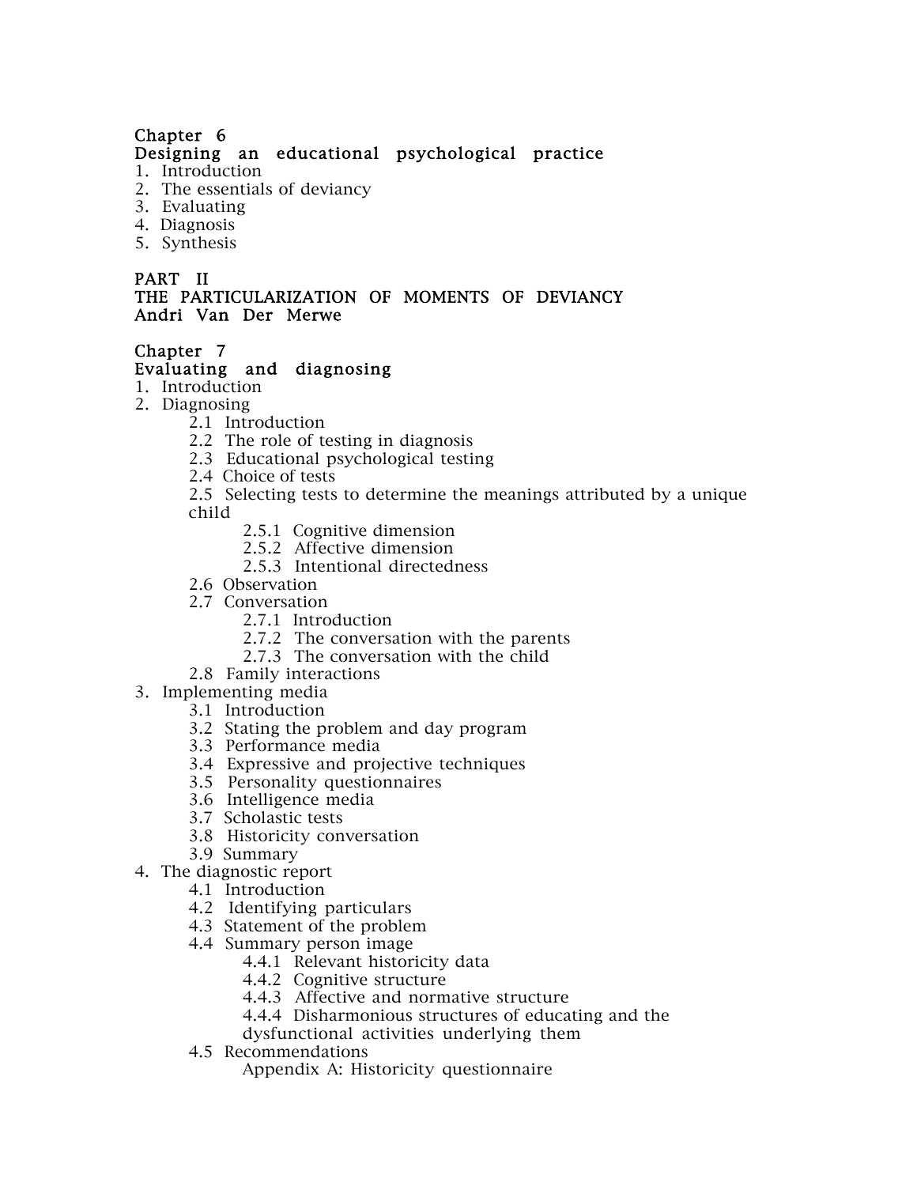**Chapter 6**
**Designing an educational psychological practice**

1. Introduction
2. The essentials of deviancy
3. Evaluating
4. Diagnosis
5. Synthesis

**PART II**
**THE PARTICULARIZATION OF MOMENTS OF DEVIANCY**
**Andri Van Der Merwe**

**Chapter 7**
**Evaluating and diagnosing**

1. Introduction
2. Diagnosing
   - 2.1 Introduction
   - 2.2 The role of testing in diagnosis
   - 2.3 Educational psychological testing
   - 2.4 Choice of tests
   - 2.5 Selecting tests to determine the meanings attributed by a unique child
     - 2.5.1 Cognitive dimension
     - 2.5.2 Affective dimension
     - 2.5.3 Intentional directedness
   - 2.6 Observation
   - 2.7 Conversation
     - 2.7.1 Introduction
     - 2.7.2 The conversation with the parents
     - 2.7.3 The conversation with the child
   - 2.8 Family interactions
3. Implementing media
   - 3.1 Introduction
   - 3.2 Stating the problem and day program
   - 3.3 Performance media
   - 3.4 Expressive and projective techniques
   - 3.5 Personality questionnaires
   - 3.6 Intelligence media
   - 3.7 Scholastic tests
   - 3.8 Historicity conversation
   - 3.9 Summary
4. The diagnostic report
   - 4.1 Introduction
   - 4.2 Identifying particulars
   - 4.3 Statement of the problem
   - 4.4 Summary person image
     - 4.4.1 Relevant historicity data
     - 4.4.2 Cognitive structure
     - 4.4.3 Affective and normative structure
     - 4.4.4 Disharmonious structures of educating and the dysfunctional activities underlying them
   - 4.5 Recommendations
     - Appendix A: Historicity questionnaire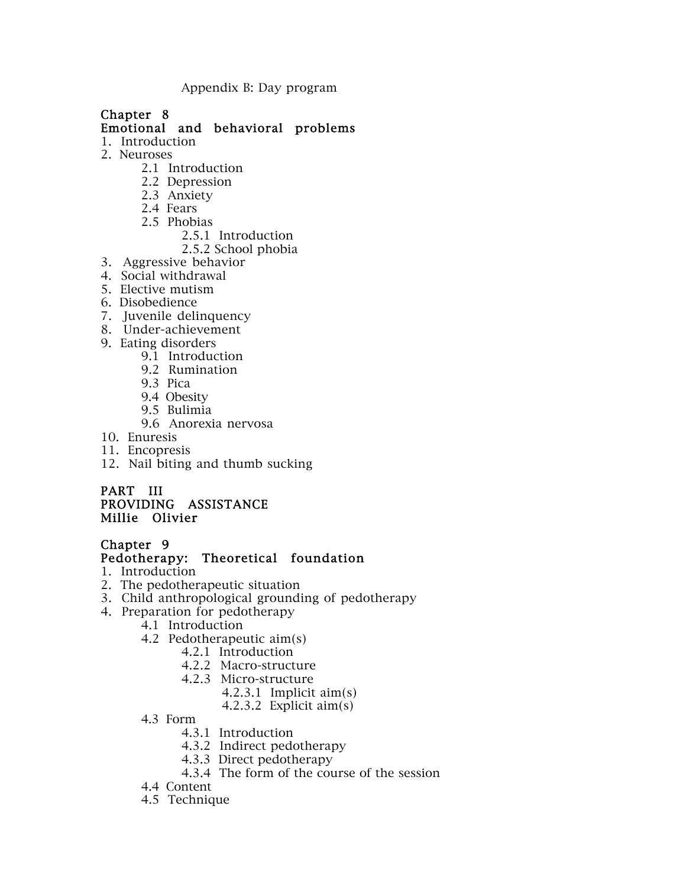Appendix B: Day program

**Chapter 8**
**Emotional and behavioral problems**

1. Introduction
2. Neuroses
    - 2.1 Introduction
    - 2.2 Depression
    - 2.3 Anxiety
    - 2.4 Fears
    - 2.5 Phobias
        - 2.5.1 Introduction
        - 2.5.2 School phobia
3. Aggressive behavior
4. Social withdrawal
5. Elective mutism
6. Disobedience
7. Juvenile delinquency
8. Under-achievement
9. Eating disorders
    - 9.1 Introduction
    - 9.2 Rumination
    - 9.3 Pica
    - 9.4 Obesity
    - 9.5 Bulimia
    - 9.6 Anorexia nervosa
10. Enuresis
11. Encopresis
12. Nail biting and thumb sucking

**PART III**
**PROVIDING ASSISTANCE**
**Millie Olivier**

**Chapter 9**
**Pedotherapy: Theoretical foundation**

1. Introduction
2. The pedotherapeutic situation
3. Child anthropological grounding of pedotherapy
4. Preparation for pedotherapy
    - 4.1 Introduction
    - 4.2 Pedotherapeutic aim(s)
        - 4.2.1 Introduction
        - 4.2.2 Macro-structure
        - 4.2.3 Micro-structure
            - 4.2.3.1 Implicit aim(s)
            - 4.2.3.2 Explicit aim(s)
    - 4.3 Form
        - 4.3.1 Introduction
        - 4.3.2 Indirect pedotherapy
        - 4.3.3 Direct pedotherapy
        - 4.3.4 The form of the course of the session
    - 4.4 Content
    - 4.5 Technique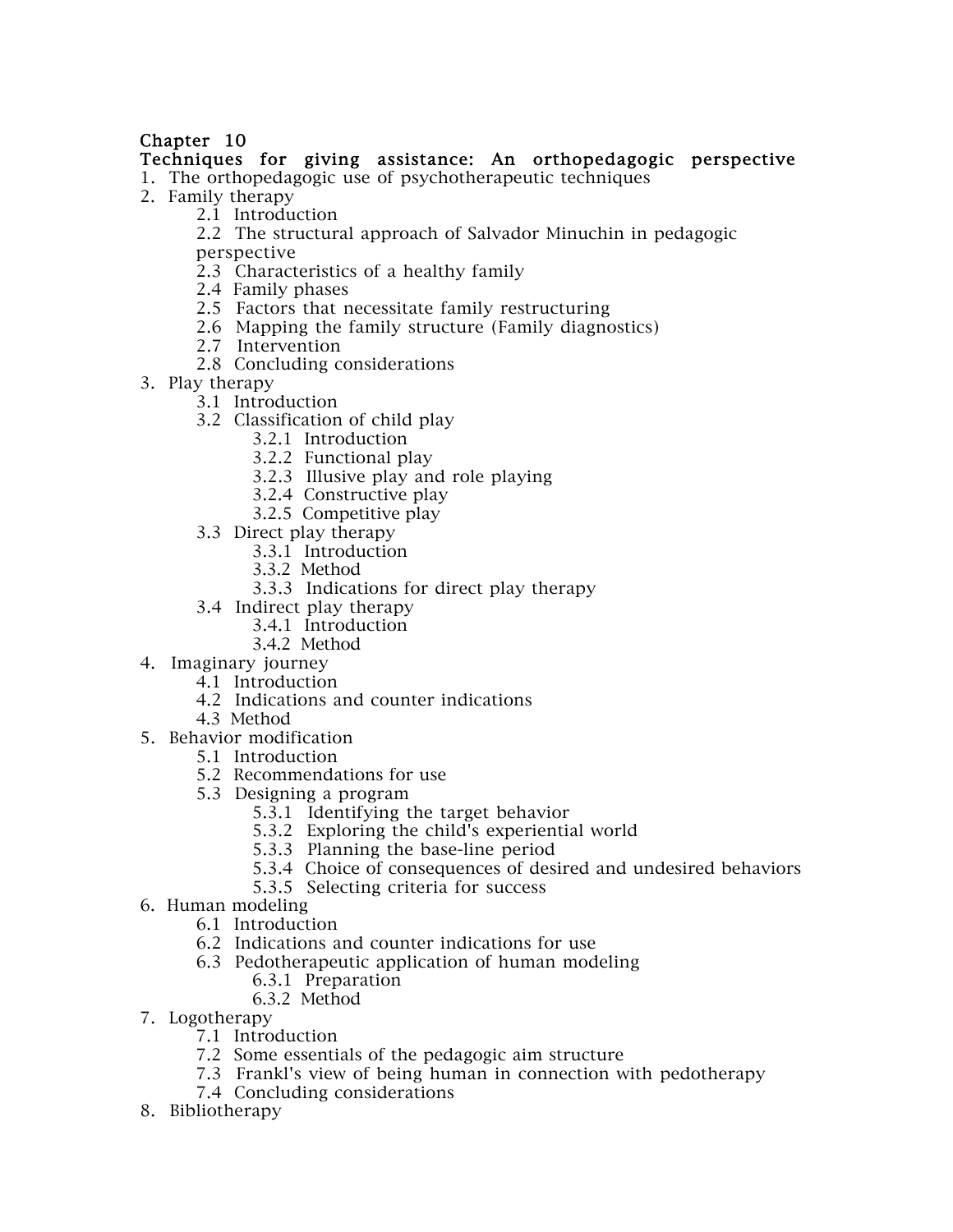# Chapter 10

## Techniques for giving assistance: An orthopedagogic perspective

1. The orthopedagogic use of psychotherapeutic techniques
2. Family therapy
    - 2.1 Introduction
    - 2.2 The structural approach of Salvador Minuchin in pedagogic perspective
    - 2.3 Characteristics of a healthy family
    - 2.4 Family phases
    - 2.5 Factors that necessitate family restructuring
    - 2.6 Mapping the family structure (Family diagnostics)
    - 2.7 Intervention
    - 2.8 Concluding considerations
3. Play therapy
    - 3.1 Introduction
    - 3.2 Classification of child play
        - 3.2.1 Introduction
        - 3.2.2 Functional play
        - 3.2.3 Illusive play and role playing
        - 3.2.4 Constructive play
        - 3.2.5 Competitive play
    - 3.3 Direct play therapy
        - 3.3.1 Introduction
        - 3.3.2 Method
        - 3.3.3 Indications for direct play therapy
    - 3.4 Indirect play therapy
        - 3.4.1 Introduction
        - 3.4.2 Method
4. Imaginary journey
    - 4.1 Introduction
    - 4.2 Indications and counter indications
    - 4.3 Method
5. Behavior modification
    - 5.1 Introduction
    - 5.2 Recommendations for use
    - 5.3 Designing a program
        - 5.3.1 Identifying the target behavior
        - 5.3.2 Exploring the child's experiential world
        - 5.3.3 Planning the base-line period
        - 5.3.4 Choice of consequences of desired and undesired behaviors
        - 5.3.5 Selecting criteria for success
6. Human modeling
    - 6.1 Introduction
    - 6.2 Indications and counter indications for use
    - 6.3 Pedotherapeutic application of human modeling
        - 6.3.1 Preparation
        - 6.3.2 Method
7. Logotherapy
    - 7.1 Introduction
    - 7.2 Some essentials of the pedagogic aim structure
    - 7.3 Frankl's view of being human in connection with pedotherapy
    - 7.4 Concluding considerations
8. Bibliotherapy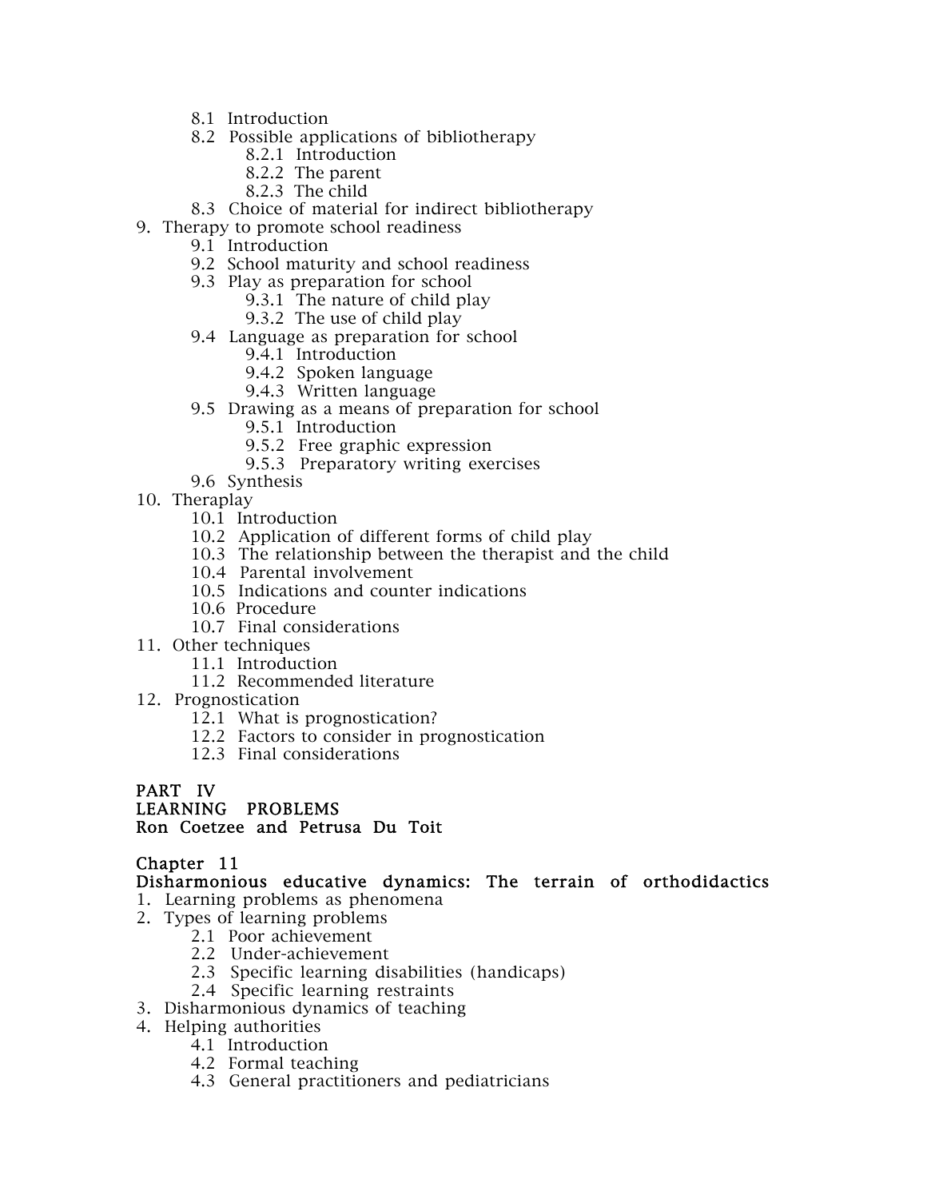- 8.1 Introduction
- 8.2 Possible applications of bibliotherapy
  - 8.2.1 Introduction
  - 8.2.2 The parent
  - 8.2.3 The child
- 8.3 Choice of material for indirect bibliotherapy

9. Therapy to promote school readiness
   - 9.1 Introduction
   - 9.2 School maturity and school readiness
   - 9.3 Play as preparation for school
     - 9.3.1 The nature of child play
     - 9.3.2 The use of child play
   - 9.4 Language as preparation for school
     - 9.4.1 Introduction
     - 9.4.2 Spoken language
     - 9.4.3 Written language
   - 9.5 Drawing as a means of preparation for school
     - 9.5.1 Introduction
     - 9.5.2 Free graphic expression
     - 9.5.3 Preparatory writing exercises
   - 9.6 Synthesis
10. Theraplay
    - 10.1 Introduction
    - 10.2 Application of different forms of child play
    - 10.3 The relationship between the therapist and the child
    - 10.4 Parental involvement
    - 10.5 Indications and counter indications
    - 10.6 Procedure
    - 10.7 Final considerations
11. Other techniques
    - 11.1 Introduction
    - 11.2 Recommended literature
12. Prognostication
    - 12.1 What is prognostication?
    - 12.2 Factors to consider in prognostication
    - 12.3 Final considerations

**PART IV**
**LEARNING PROBLEMS**
**Ron Coetzee and Petrusa Du Toit**

**Chapter 11**
**Disharmonious educative dynamics: The terrain of orthodidactics**

1. Learning problems as phenomena
2. Types of learning problems
   - 2.1 Poor achievement
   - 2.2 Under-achievement
   - 2.3 Specific learning disabilities (handicaps)
   - 2.4 Specific learning restraints
3. Disharmonious dynamics of teaching
4. Helping authorities
   - 4.1 Introduction
   - 4.2 Formal teaching
   - 4.3 General practitioners and pediatricians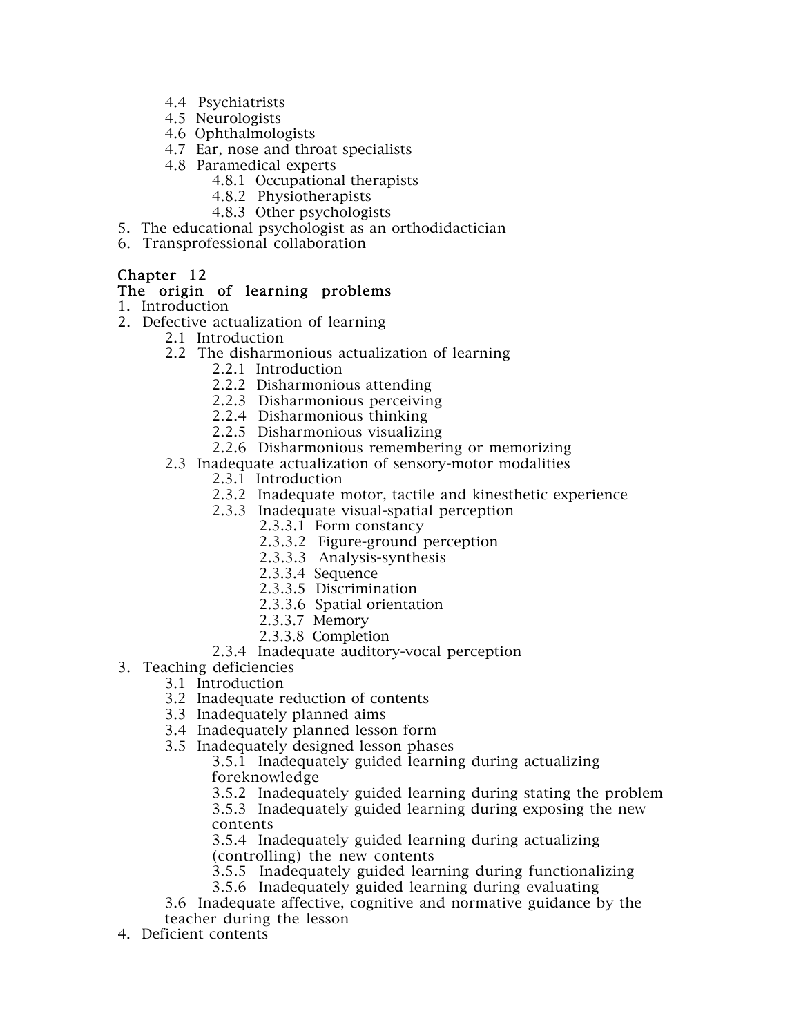- 4.4 Psychiatrists
- 4.5 Neurologists
- 4.6 Ophthalmologists
- 4.7 Ear, nose and throat specialists
- 4.8 Paramedical experts
  - 4.8.1 Occupational therapists
  - 4.8.2 Physiotherapists
  - 4.8.3 Other psychologists

5. The educational psychologist as an orthodidactician
6. Transprofessional collaboration

## Chapter 12
## The origin of learning problems

1. Introduction
2. Defective actualization of learning
   - 2.1 Introduction
   - 2.2 The disharmonious actualization of learning
     - 2.2.1 Introduction
     - 2.2.2 Disharmonious attending
     - 2.2.3 Disharmonious perceiving
     - 2.2.4 Disharmonious thinking
     - 2.2.5 Disharmonious visualizing
     - 2.2.6 Disharmonious remembering or memorizing
   - 2.3 Inadequate actualization of sensory-motor modalities
     - 2.3.1 Introduction
     - 2.3.2 Inadequate motor, tactile and kinesthetic experience
     - 2.3.3 Inadequate visual-spatial perception
       - 2.3.3.1 Form constancy
       - 2.3.3.2 Figure-ground perception
       - 2.3.3.3 Analysis-synthesis
       - 2.3.3.4 Sequence
       - 2.3.3.5 Discrimination
       - 2.3.3.6 Spatial orientation
       - 2.3.3.7 Memory
       - 2.3.3.8 Completion
     - 2.3.4 Inadequate auditory-vocal perception
3. Teaching deficiencies
   - 3.1 Introduction
   - 3.2 Inadequate reduction of contents
   - 3.3 Inadequately planned aims
   - 3.4 Inadequately planned lesson form
   - 3.5 Inadequately designed lesson phases
     - 3.5.1 Inadequately guided learning during actualizing foreknowledge
     - 3.5.2 Inadequately guided learning during stating the problem
     - 3.5.3 Inadequately guided learning during exposing the new contents
     - 3.5.4 Inadequately guided learning during actualizing (controlling) the new contents
     - 3.5.5 Inadequately guided learning during functionalizing
     - 3.5.6 Inadequately guided learning during evaluating
   - 3.6 Inadequate affective, cognitive and normative guidance by the teacher during the lesson
4. Deficient contents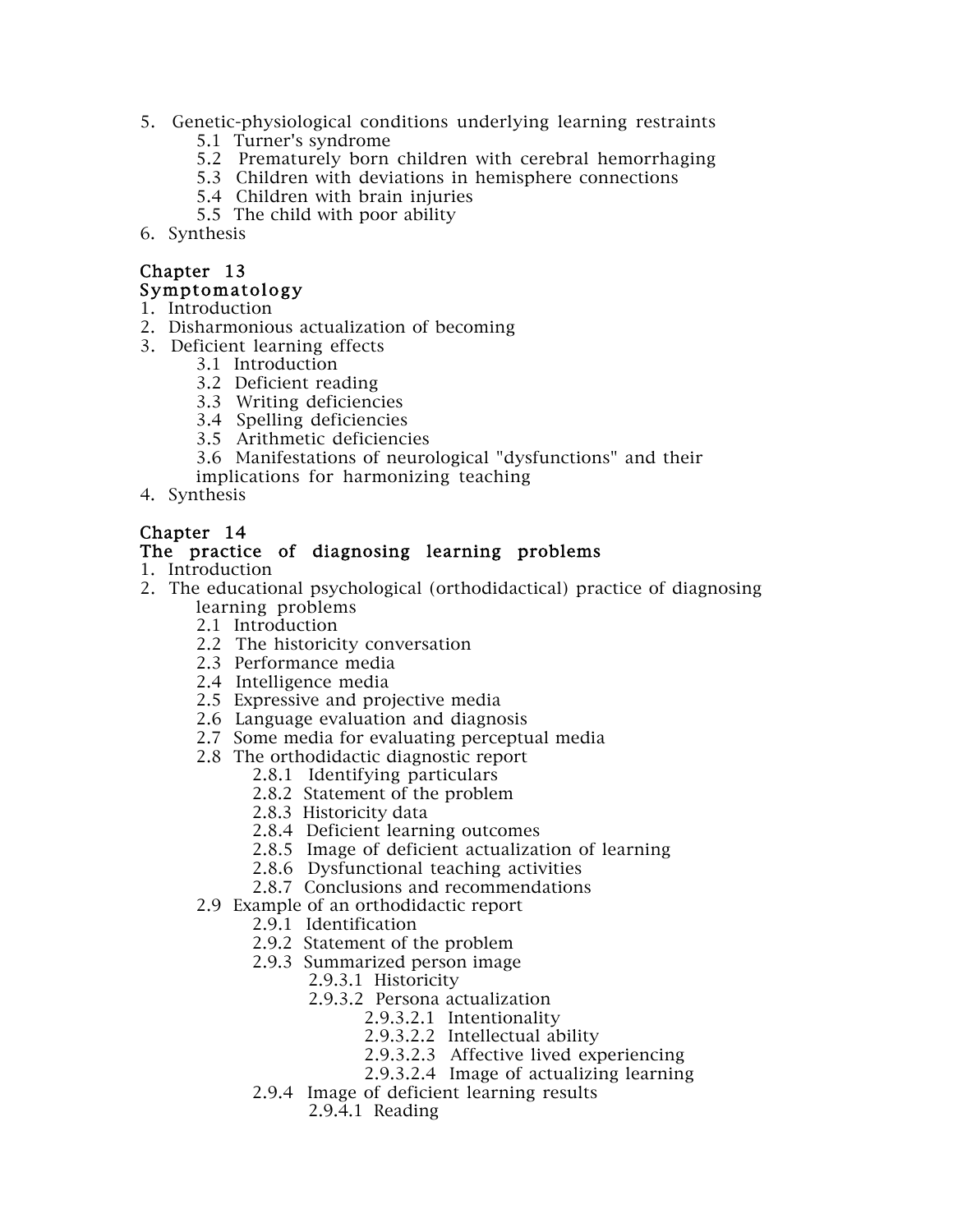5. Genetic-physiological conditions underlying learning restraints
    - 5.1 Turner's syndrome
    - 5.2 Prematurely born children with cerebral hemorrhaging
    - 5.3 Children with deviations in hemisphere connections
    - 5.4 Children with brain injuries
    - 5.5 The child with poor ability
6. Synthesis

## Chapter 13
## Symptomatology

1. Introduction
2. Disharmonious actualization of becoming
3. Deficient learning effects
    - 3.1 Introduction
    - 3.2 Deficient reading
    - 3.3 Writing deficiencies
    - 3.4 Spelling deficiencies
    - 3.5 Arithmetic deficiencies
    - 3.6 Manifestations of neurological "dysfunctions" and their implications for harmonizing teaching
4. Synthesis

## Chapter 14
## The practice of diagnosing learning problems

1. Introduction
2. The educational psychological (orthodidactical) practice of diagnosing learning problems
    - 2.1 Introduction
    - 2.2 The historicity conversation
    - 2.3 Performance media
    - 2.4 Intelligence media
    - 2.5 Expressive and projective media
    - 2.6 Language evaluation and diagnosis
    - 2.7 Some media for evaluating perceptual media
    - 2.8 The orthodidactic diagnostic report
        - 2.8.1 Identifying particulars
        - 2.8.2 Statement of the problem
        - 2.8.3 Historicity data
        - 2.8.4 Deficient learning outcomes
        - 2.8.5 Image of deficient actualization of learning
        - 2.8.6 Dysfunctional teaching activities
        - 2.8.7 Conclusions and recommendations
    - 2.9 Example of an orthodidactic report
        - 2.9.1 Identification
        - 2.9.2 Statement of the problem
        - 2.9.3 Summarized person image
            - 2.9.3.1 Historicity
            - 2.9.3.2 Persona actualization
                - 2.9.3.2.1 Intentionality
                - 2.9.3.2.2 Intellectual ability
                - 2.9.3.2.3 Affective lived experiencing
                - 2.9.3.2.4 Image of actualizing learning
        - 2.9.4 Image of deficient learning results
            - 2.9.4.1 Reading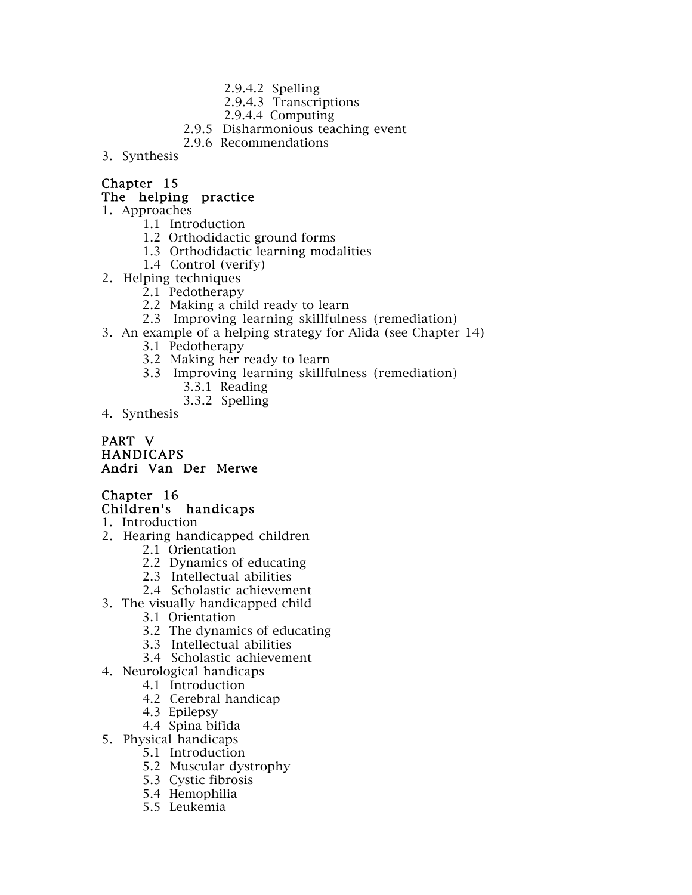2.9.4.2 Spelling
2.9.4.3 Transcriptions
2.9.4.4 Computing
2.9.5 Disharmonious teaching event
2.9.6 Recommendations
3. Synthesis

## Chapter 15
## The helping practice

1. Approaches
    - 1.1 Introduction
    - 1.2 Orthodidactic ground forms
    - 1.3 Orthodidactic learning modalities
    - 1.4 Control (verify)
2. Helping techniques
    - 2.1 Pedotherapy
    - 2.2 Making a child ready to learn
    - 2.3 Improving learning skillfulness (remediation)
3. An example of a helping strategy for Alida (see Chapter 14)
    - 3.1 Pedotherapy
    - 3.2 Making her ready to learn
    - 3.3 Improving learning skillfulness (remediation)
        - 3.3.1 Reading
        - 3.3.2 Spelling
4. Synthesis

# PART V
# HANDICAPS
## Andri Van Der Merwe

## Chapter 16
## Children's handicaps

1. Introduction
2. Hearing handicapped children
    - 2.1 Orientation
    - 2.2 Dynamics of educating
    - 2.3 Intellectual abilities
    - 2.4 Scholastic achievement
3. The visually handicapped child
    - 3.1 Orientation
    - 3.2 The dynamics of educating
    - 3.3 Intellectual abilities
    - 3.4 Scholastic achievement
4. Neurological handicaps
    - 4.1 Introduction
    - 4.2 Cerebral handicap
    - 4.3 Epilepsy
    - 4.4 Spina bifida
5. Physical handicaps
    - 5.1 Introduction
    - 5.2 Muscular dystrophy
    - 5.3 Cystic fibrosis
    - 5.4 Hemophilia
    - 5.5 Leukemia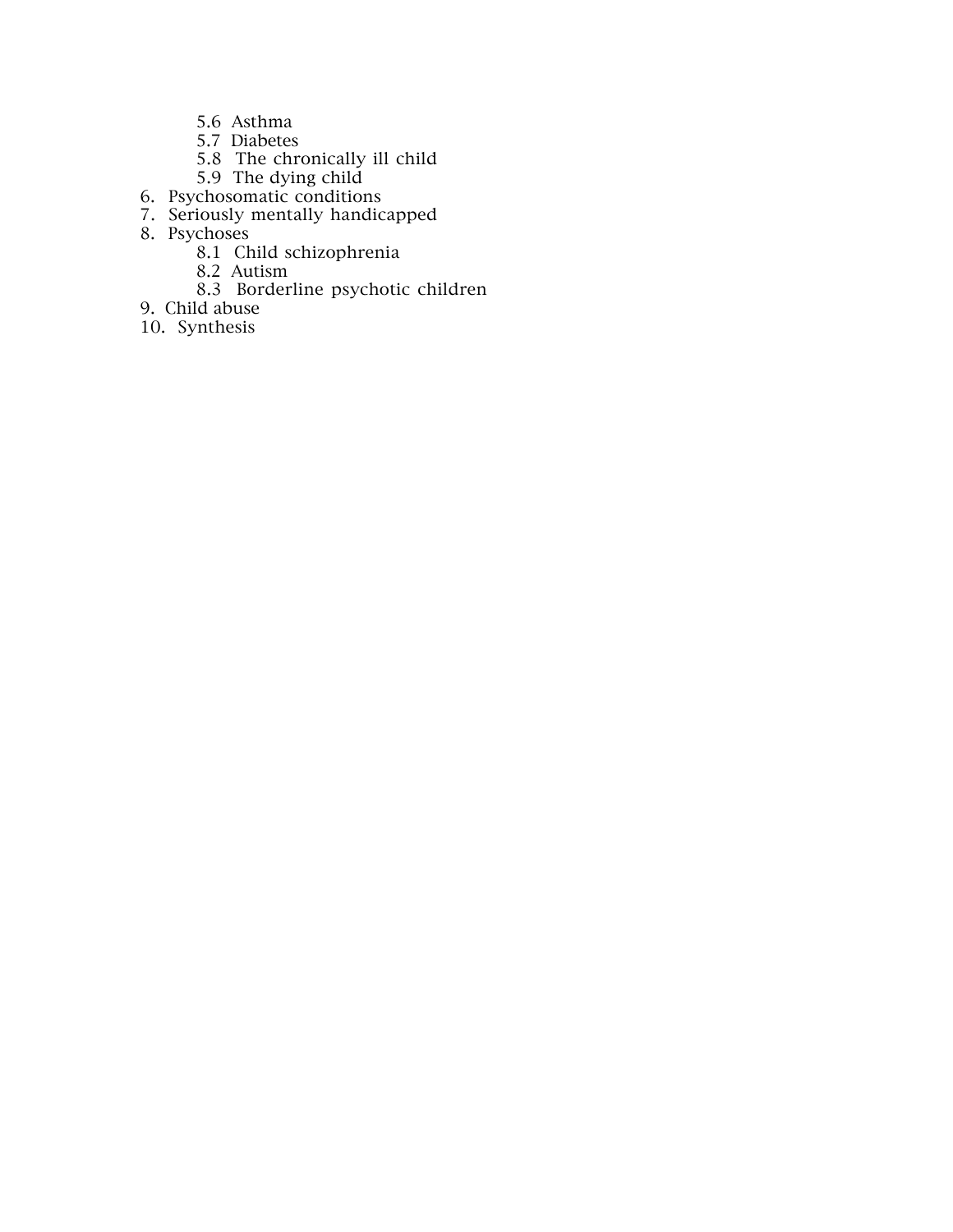- 5.6 Asthma
- 5.7 Diabetes
- 5.8 The chronically ill child
- 5.9 The dying child

6. Psychosomatic conditions
7. Seriously mentally handicapped
8. Psychoses
   - 8.1 Child schizophrenia
   - 8.2 Autism
   - 8.3 Borderline psychotic children
9. Child abuse
10. Synthesis